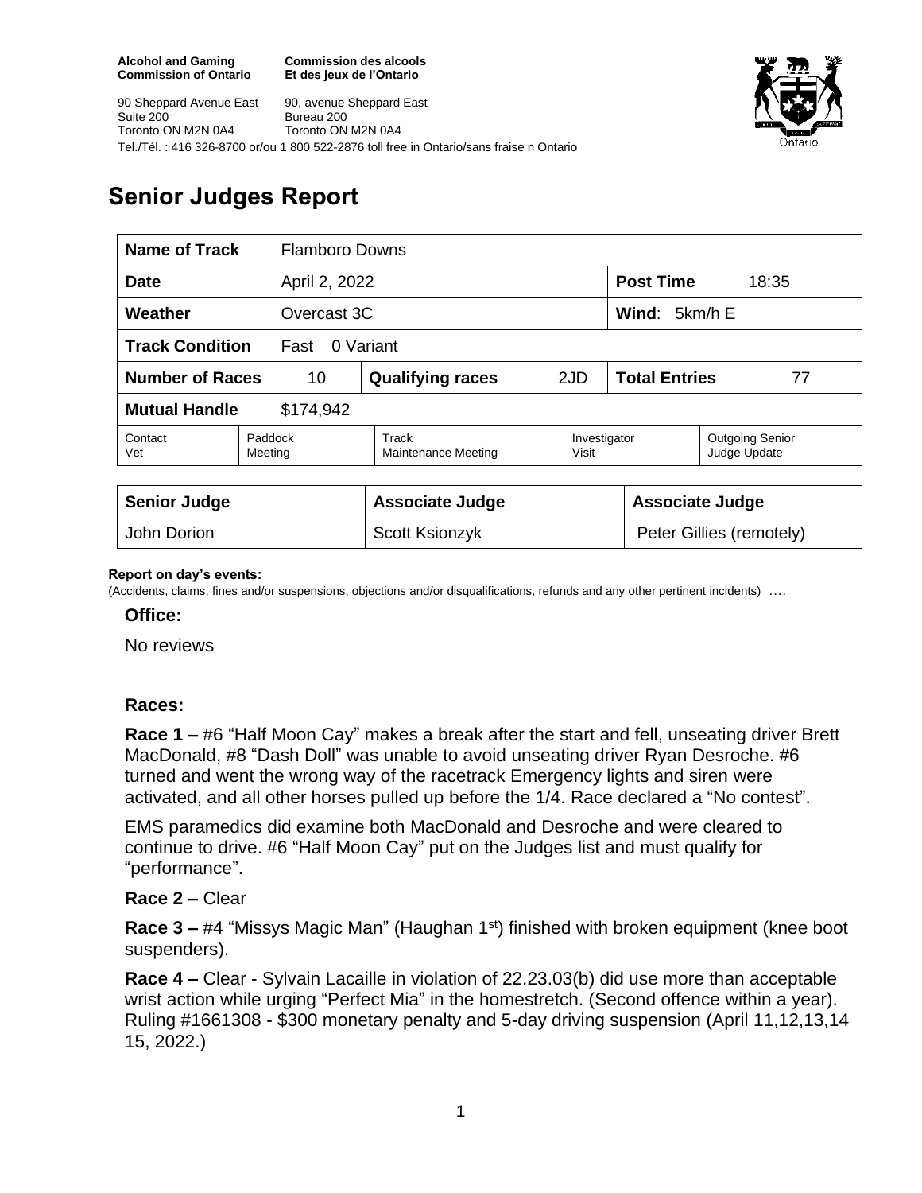**Alcohol and Gaming Commission of Ontario**
**Commission des alcools Et des jeux de l'Ontario**

90 Sheppard Avenue East
Suite 200
Toronto ON M2N 0A4

90, avenue Sheppard East
Bureau 200
Toronto ON M2N 0A4

Tel./Tél. : 416 326-8700 or/ou 1 800 522-2876 toll free in Ontario/sans fraise n Ontario

# Senior Judges Report

| **Name of Track** | Flamboro Downs | | | | |
|---|---|---|---|---|---|
| **Date** | April 2, 2022 | | | **Post Time** | 18:35 |
| **Weather** | Overcast 3C | | | **Wind**: 5km/h E | |
| **Track Condition** | Fast 0 Variant | | | | |
| **Number of Races** | 10 | **Qualifying races** | 2JD | **Total Entries** | 77 |
| **Mutual Handle** | $174,942 | | | | |
| Contact Vet | Paddock Meeting | Track Maintenance Meeting | Investigator Visit | Outgoing Senior Judge Update | |

| **Senior Judge** | **Associate Judge** | **Associate Judge** |
|---|---|---|
| John Dorion | Scott Ksionzyk | Peter Gillies (remotely) |

**Report on day's events:**
(Accidents, claims, fines and/or suspensions, objections and/or disqualifications, refunds and any other pertinent incidents) ….

### Office:

No reviews

### Races:

**Race 1 –** #6 "Half Moon Cay" makes a break after the start and fell, unseating driver Brett MacDonald, #8 "Dash Doll" was unable to avoid unseating driver Ryan Desroche. #6 turned and went the wrong way of the racetrack Emergency lights and siren were activated, and all other horses pulled up before the 1/4. Race declared a "No contest".

EMS paramedics did examine both MacDonald and Desroche and were cleared to continue to drive. #6 "Half Moon Cay" put on the Judges list and must qualify for "performance".

**Race 2 –** Clear

**Race 3 –** #4 "Missys Magic Man" (Haughan 1st) finished with broken equipment (knee boot suspenders).

**Race 4 –** Clear - Sylvain Lacaille in violation of 22.23.03(b) did use more than acceptable wrist action while urging "Perfect Mia" in the homestretch. (Second offence within a year). Ruling #1661308 - $300 monetary penalty and 5-day driving suspension (April 11,12,13,14 15, 2022.)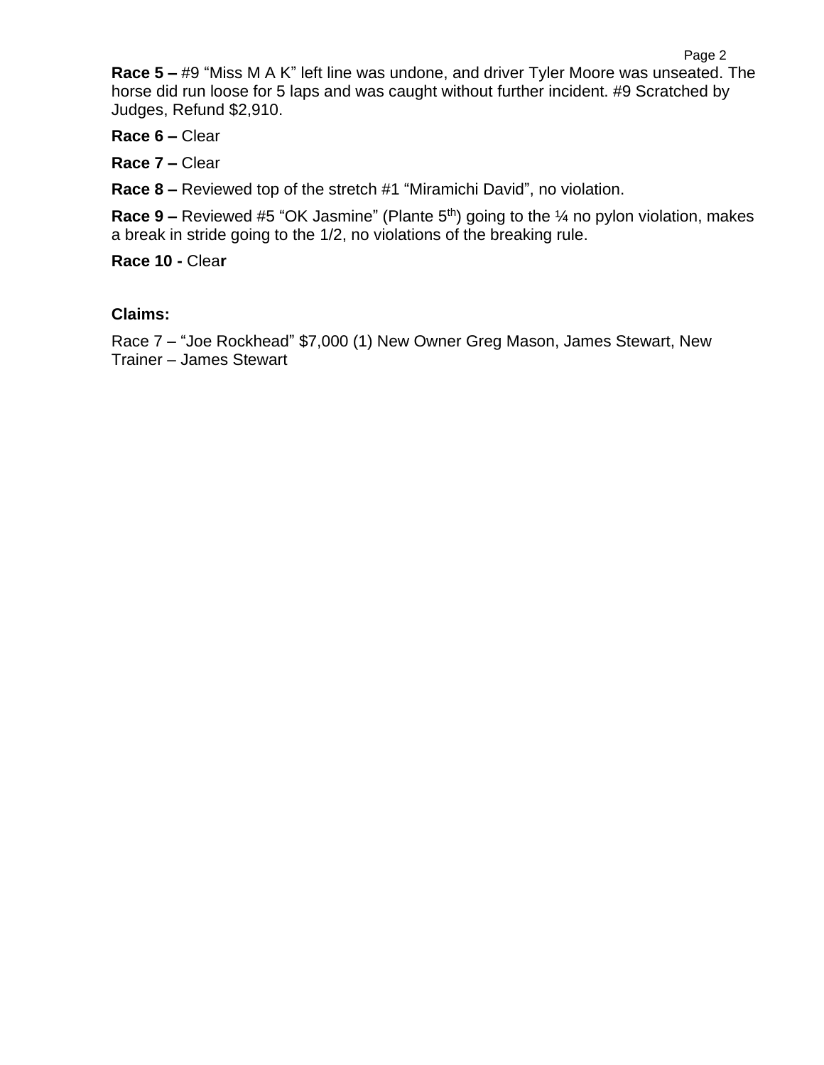**Race 5 –** #9 "Miss M A K" left line was undone, and driver Tyler Moore was unseated. The horse did run loose for 5 laps and was caught without further incident. #9 Scratched by Judges, Refund $2,910.

**Race 6 –** Clear

**Race 7 –** Clear

**Race 8 –** Reviewed top of the stretch #1 "Miramichi David", no violation.

**Race 9 –** Reviewed #5 "OK Jasmine" (Plante 5th) going to the ¼ no pylon violation, makes a break in stride going to the 1/2, no violations of the breaking rule.

**Race 10 -** Clear

**Claims:**

Race 7 – "Joe Rockhead" $7,000 (1) New Owner Greg Mason, James Stewart, New Trainer – James Stewart